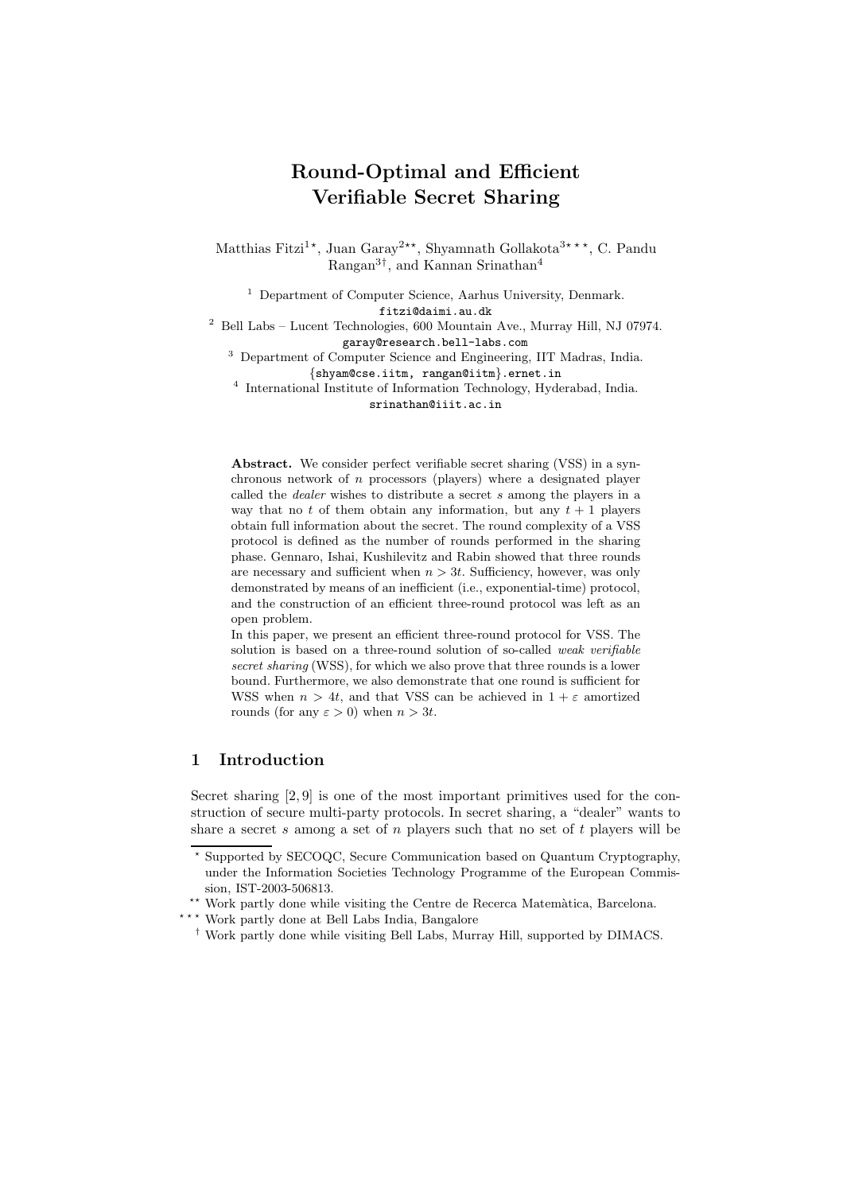# Round-Optimal and Efficient Verifiable Secret Sharing

Matthias Fitzi[1⋆], Juan Garay[2⋆⋆], Shyamnath Gollakota[3⋆⋆⋆], C. Pandu Rangan[3†], and Kannan Srinathan[4]

[1] Department of Computer Science, Aarhus University, Denmark.
fitzi@daimi.au.dk

[2] Bell Labs – Lucent Technologies, 600 Mountain Ave., Murray Hill, NJ 07974.
garay@research.bell-labs.com

[3] Department of Computer Science and Engineering, IIT Madras, India.
{shyam@cse.iitm, rangan@iitm}.ernet.in

[4] International Institute of Information Technology, Hyderabad, India.
srinathan@iiit.ac.in

**Abstract.** We consider perfect verifiable secret sharing (VSS) in a synchronous network of $n$ processors (players) where a designated player called the *dealer* wishes to distribute a secret $s$ among the players in a way that no $t$ of them obtain any information, but any $t+1$ players obtain full information about the secret. The round complexity of a VSS protocol is defined as the number of rounds performed in the sharing phase. Gennaro, Ishai, Kushilevitz and Rabin showed that three rounds are necessary and sufficient when $n > 3t$. Sufficiency, however, was only demonstrated by means of an inefficient (i.e., exponential-time) protocol, and the construction of an efficient three-round protocol was left as an open problem.

In this paper, we present an efficient three-round protocol for VSS. The solution is based on a three-round solution of so-called *weak verifiable secret sharing* (WSS), for which we also prove that three rounds is a lower bound. Furthermore, we also demonstrate that one round is sufficient for WSS when $n > 4t$, and that VSS can be achieved in $1 + \varepsilon$ amortized rounds (for any $\varepsilon > 0$) when $n > 3t$.

## 1 Introduction

Secret sharing [2, 9] is one of the most important primitives used for the construction of secure multi-party protocols. In secret sharing, a "dealer" wants to share a secret $s$ among a set of $n$ players such that no set of $t$ players will be

---

⋆ Supported by SECOQC, Secure Communication based on Quantum Cryptography, under the Information Societies Technology Programme of the European Commission, IST-2003-506813.

⋆⋆ Work partly done while visiting the Centre de Recerca Matemàtica, Barcelona.

⋆⋆⋆ Work partly done at Bell Labs India, Bangalore

† Work partly done while visiting Bell Labs, Murray Hill, supported by DIMACS.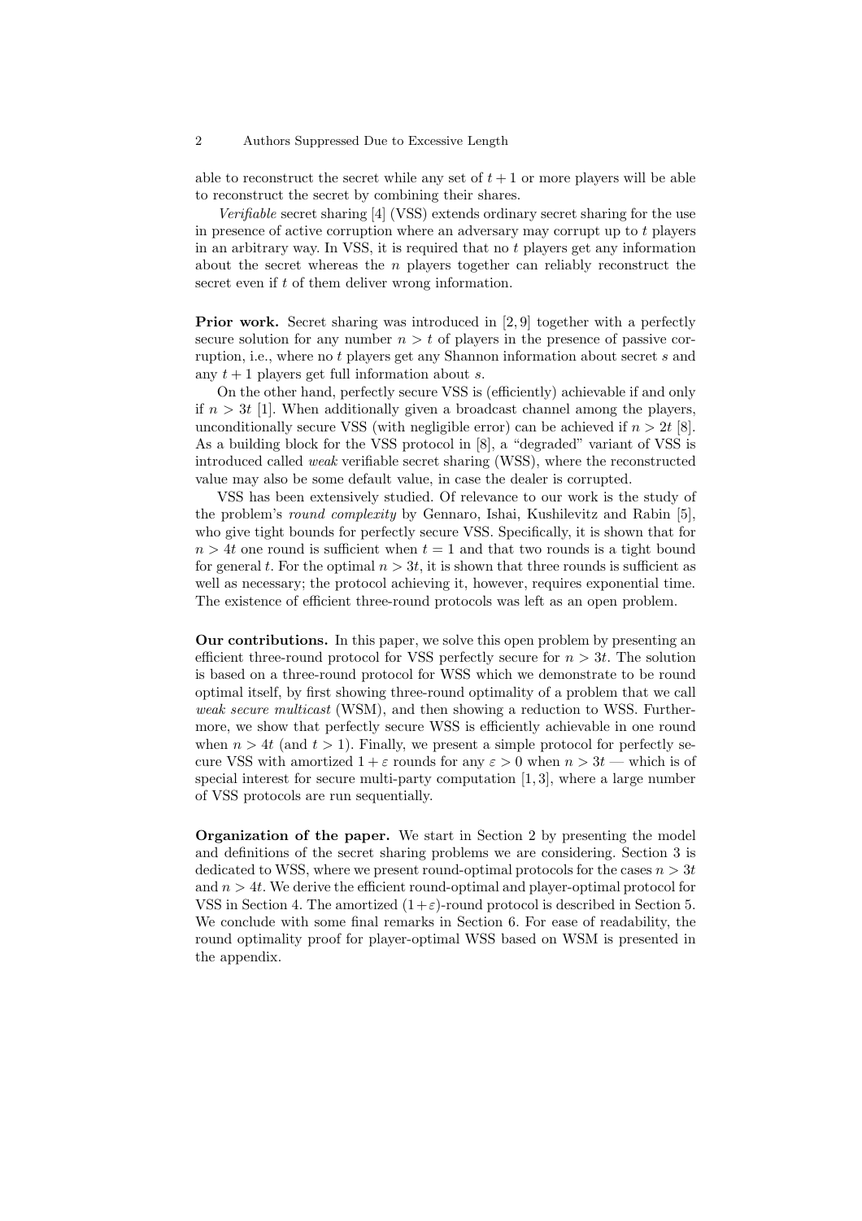able to reconstruct the secret while any set of $t+1$ or more players will be able to reconstruct the secret by combining their shares.

*Verifiable* secret sharing [4] (VSS) extends ordinary secret sharing for the use in presence of active corruption where an adversary may corrupt up to $t$ players in an arbitrary way. In VSS, it is required that no $t$ players get any information about the secret whereas the $n$ players together can reliably reconstruct the secret even if $t$ of them deliver wrong information.

**Prior work.** Secret sharing was introduced in [2, 9] together with a perfectly secure solution for any number $n > t$ of players in the presence of passive corruption, i.e., where no $t$ players get any Shannon information about secret $s$ and any $t+1$ players get full information about $s$.

On the other hand, perfectly secure VSS is (efficiently) achievable if and only if $n > 3t$ [1]. When additionally given a broadcast channel among the players, unconditionally secure VSS (with negligible error) can be achieved if $n > 2t$ [8]. As a building block for the VSS protocol in [8], a "degraded" variant of VSS is introduced called *weak* verifiable secret sharing (WSS), where the reconstructed value may also be some default value, in case the dealer is corrupted.

VSS has been extensively studied. Of relevance to our work is the study of the problem's *round complexity* by Gennaro, Ishai, Kushilevitz and Rabin [5], who give tight bounds for perfectly secure VSS. Specifically, it is shown that for $n > 4t$ one round is sufficient when $t = 1$ and that two rounds is a tight bound for general $t$. For the optimal $n > 3t$, it is shown that three rounds is sufficient as well as necessary; the protocol achieving it, however, requires exponential time. The existence of efficient three-round protocols was left as an open problem.

**Our contributions.** In this paper, we solve this open problem by presenting an efficient three-round protocol for VSS perfectly secure for $n > 3t$. The solution is based on a three-round protocol for WSS which we demonstrate to be round optimal itself, by first showing three-round optimality of a problem that we call *weak secure multicast* (WSM), and then showing a reduction to WSS. Furthermore, we show that perfectly secure WSS is efficiently achievable in one round when $n > 4t$ (and $t > 1$). Finally, we present a simple protocol for perfectly secure VSS with amortized $1 + \varepsilon$ rounds for any $\varepsilon > 0$ when $n > 3t$ — which is of special interest for secure multi-party computation [1, 3], where a large number of VSS protocols are run sequentially.

**Organization of the paper.** We start in Section 2 by presenting the model and definitions of the secret sharing problems we are considering. Section 3 is dedicated to WSS, where we present round-optimal protocols for the cases $n > 3t$ and $n > 4t$. We derive the efficient round-optimal and player-optimal protocol for VSS in Section 4. The amortized $(1+\varepsilon)$-round protocol is described in Section 5. We conclude with some final remarks in Section 6. For ease of readability, the round optimality proof for player-optimal WSS based on WSM is presented in the appendix.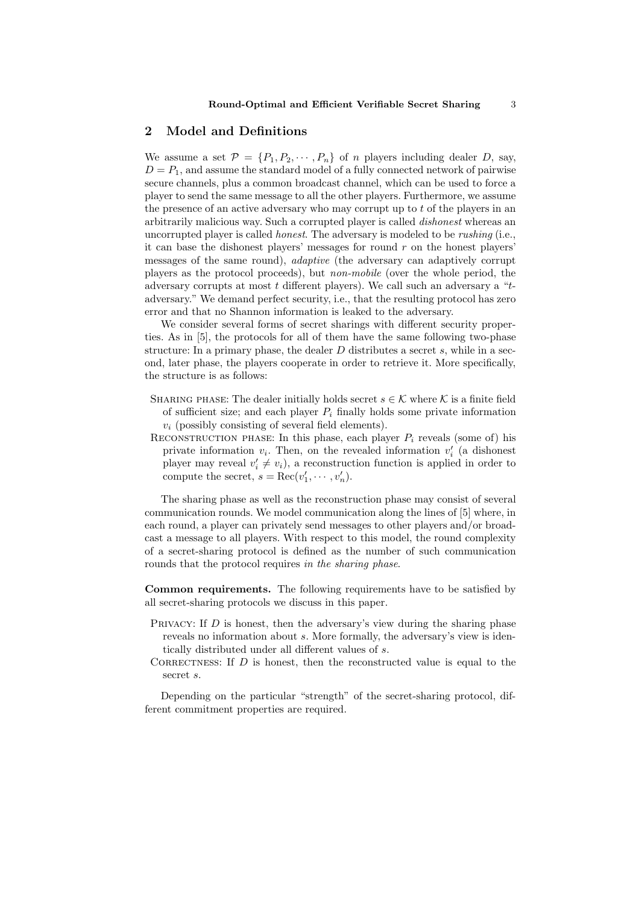## 2 Model and Definitions

We assume a set $\mathcal{P} = \{P_1, P_2, \cdots, P_n\}$ of $n$ players including dealer $D$, say, $D = P_1$, and assume the standard model of a fully connected network of pairwise secure channels, plus a common broadcast channel, which can be used to force a player to send the same message to all the other players. Furthermore, we assume the presence of an active adversary who may corrupt up to $t$ of the players in an arbitrarily malicious way. Such a corrupted player is called *dishonest* whereas an uncorrupted player is called *honest*. The adversary is modeled to be *rushing* (i.e., it can base the dishonest players' messages for round $r$ on the honest players' messages of the same round), *adaptive* (the adversary can adaptively corrupt players as the protocol proceeds), but *non-mobile* (over the whole period, the adversary corrupts at most $t$ different players). We call such an adversary a "$t$-adversary." We demand perfect security, i.e., that the resulting protocol has zero error and that no Shannon information is leaked to the adversary.

We consider several forms of secret sharings with different security properties. As in [5], the protocols for all of them have the same following two-phase structure: In a primary phase, the dealer $D$ distributes a secret $s$, while in a second, later phase, the players cooperate in order to retrieve it. More specifically, the structure is as follows:

- SHARING PHASE: The dealer initially holds secret $s \in \mathcal{K}$ where $\mathcal{K}$ is a finite field of sufficient size; and each player $P_i$ finally holds some private information $v_i$ (possibly consisting of several field elements).
- RECONSTRUCTION PHASE: In this phase, each player $P_i$ reveals (some of) his private information $v_i$. Then, on the revealed information $v'_i$ (a dishonest player may reveal $v'_i \neq v_i$), a reconstruction function is applied in order to compute the secret, $s = \text{Rec}(v'_1, \cdots, v'_n)$.

The sharing phase as well as the reconstruction phase may consist of several communication rounds. We model communication along the lines of [5] where, in each round, a player can privately send messages to other players and/or broadcast a message to all players. With respect to this model, the round complexity of a secret-sharing protocol is defined as the number of such communication rounds that the protocol requires *in the sharing phase*.

**Common requirements.** The following requirements have to be satisfied by all secret-sharing protocols we discuss in this paper.

- PRIVACY: If $D$ is honest, then the adversary's view during the sharing phase reveals no information about $s$. More formally, the adversary's view is identically distributed under all different values of $s$.
- CORRECTNESS: If $D$ is honest, then the reconstructed value is equal to the secret $s$.

Depending on the particular "strength" of the secret-sharing protocol, different commitment properties are required.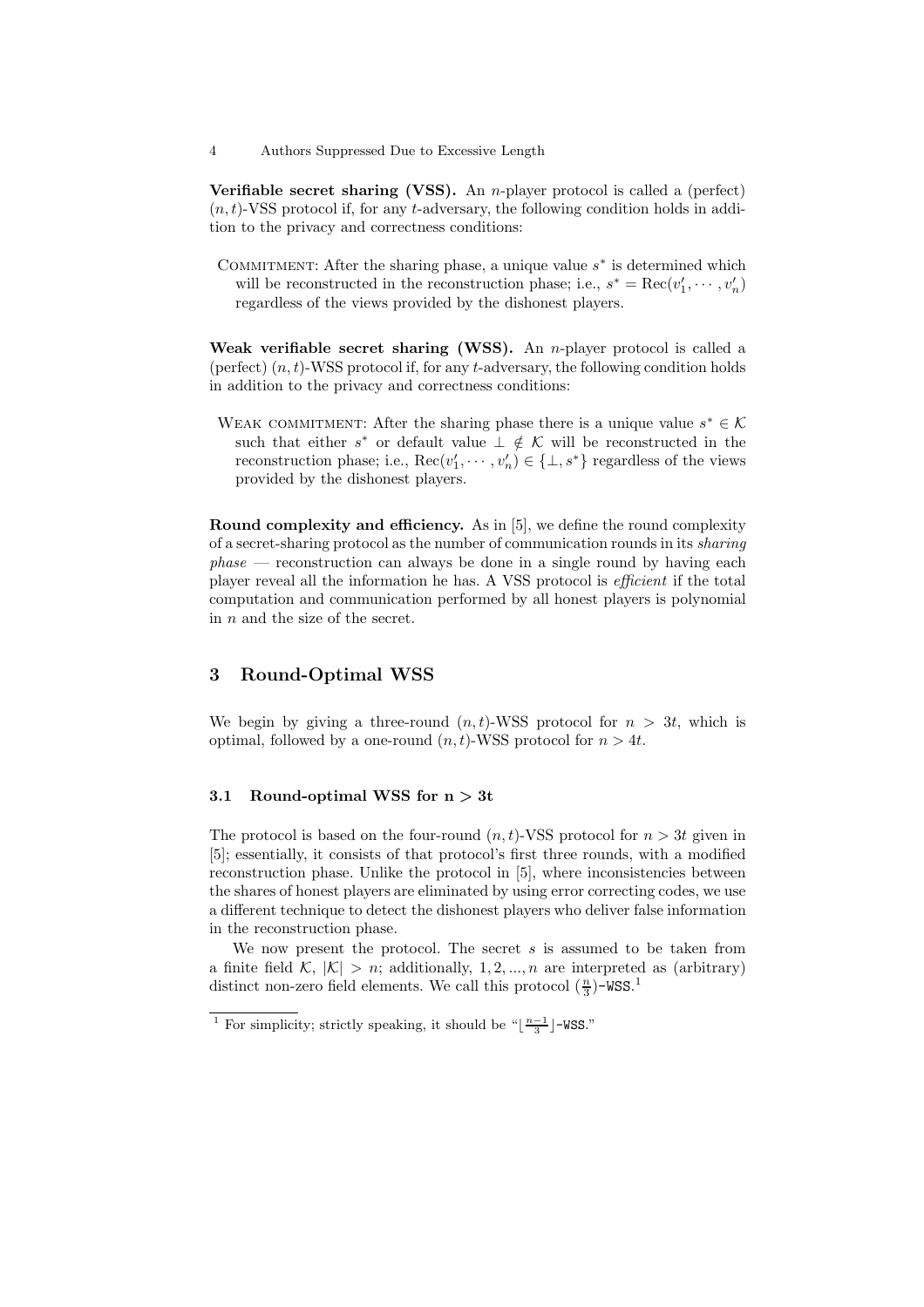**Verifiable secret sharing (VSS).** An $n$-player protocol is called a (perfect) $(n,t)$-VSS protocol if, for any $t$-adversary, the following condition holds in addition to the privacy and correctness conditions:

Commitment: After the sharing phase, a unique value $s^*$ is determined which will be reconstructed in the reconstruction phase; i.e., $s^* = \mathrm{Rec}(v'_1, \cdots, v'_n)$ regardless of the views provided by the dishonest players.

**Weak verifiable secret sharing (WSS).** An $n$-player protocol is called a (perfect) $(n,t)$-WSS protocol if, for any $t$-adversary, the following condition holds in addition to the privacy and correctness conditions:

Weak commitment: After the sharing phase there is a unique value $s^* \in \mathcal{K}$ such that either $s^*$ or default value $\perp \notin \mathcal{K}$ will be reconstructed in the reconstruction phase; i.e., $\mathrm{Rec}(v'_1, \cdots, v'_n) \in \{\perp, s^*\}$ regardless of the views provided by the dishonest players.

**Round complexity and efficiency.** As in [5], we define the round complexity of a secret-sharing protocol as the number of communication rounds in its *sharing phase* — reconstruction can always be done in a single round by having each player reveal all the information he has. A VSS protocol is *efficient* if the total computation and communication performed by all honest players is polynomial in $n$ and the size of the secret.

## 3 Round-Optimal WSS

We begin by giving a three-round $(n,t)$-WSS protocol for $n > 3t$, which is optimal, followed by a one-round $(n,t)$-WSS protocol for $n > 4t$.

### 3.1 Round-optimal WSS for $\mathbf{n > 3t}$

The protocol is based on the four-round $(n,t)$-VSS protocol for $n > 3t$ given in [5]; essentially, it consists of that protocol's first three rounds, with a modified reconstruction phase. Unlike the protocol in [5], where inconsistencies between the shares of honest players are eliminated by using error correcting codes, we use a different technique to detect the dishonest players who deliver false information in the reconstruction phase.

We now present the protocol. The secret $s$ is assumed to be taken from a finite field $\mathcal{K}$, $|\mathcal{K}| > n$; additionally, $1, 2, ..., n$ are interpreted as (arbitrary) distinct non-zero field elements. We call this protocol $(\frac{n}{3})$-`WSS`.[1]

[1] For simplicity; strictly speaking, it should be "$\lfloor \frac{n-1}{3} \rfloor$-`WSS`."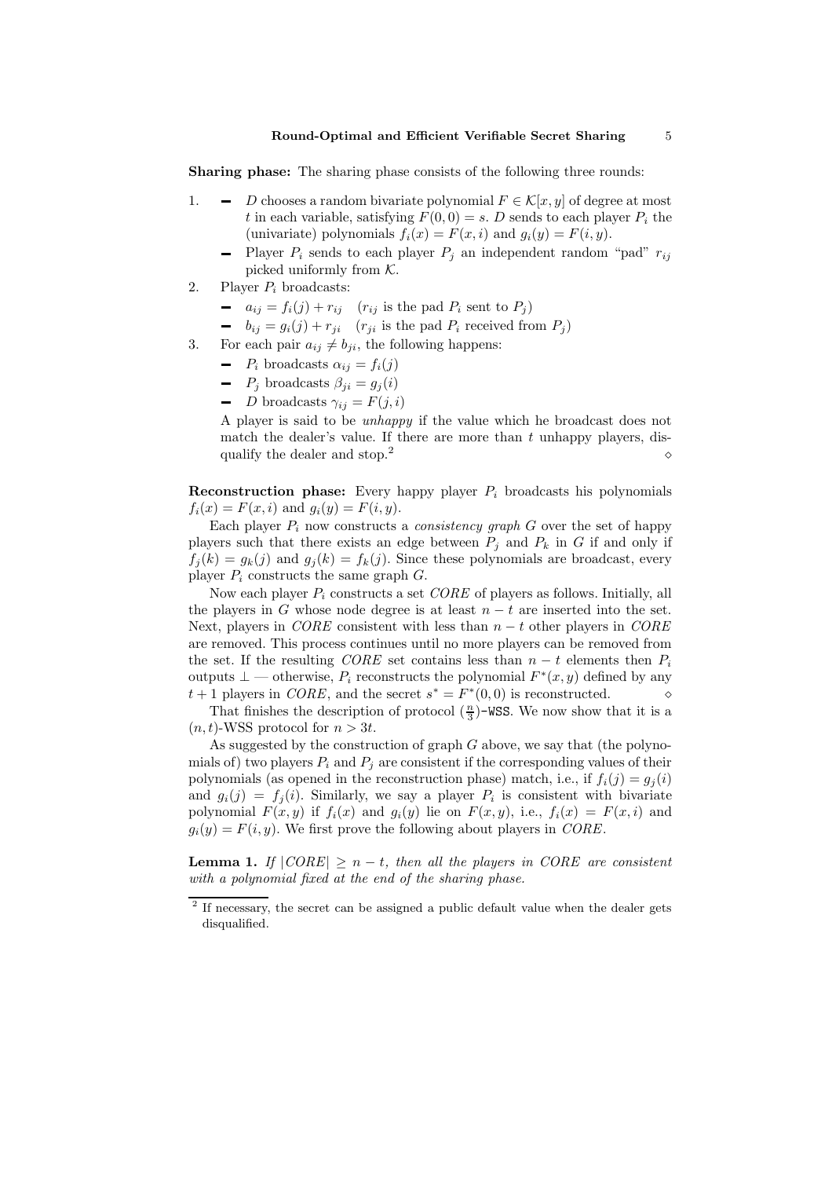**Sharing phase:** The sharing phase consists of the following three rounds:

1. 
   - $D$ chooses a random bivariate polynomial $F \in \mathcal{K}[x, y]$ of degree at most $t$ in each variable, satisfying $F(0, 0) = s$. $D$ sends to each player $P_i$ the (univariate) polynomials $f_i(x) = F(x, i)$ and $g_i(y) = F(i, y)$.
   - Player $P_i$ sends to each player $P_j$ an independent random "pad" $r_{ij}$ picked uniformly from $\mathcal{K}$.
2. Player $P_i$ broadcasts:
   - $a_{ij} = f_i(j) + r_{ij}$ ($r_{ij}$ is the pad $P_i$ sent to $P_j$)
   - $b_{ij} = g_i(j) + r_{ji}$ ($r_{ji}$ is the pad $P_i$ received from $P_j$)
3. For each pair $a_{ij} \neq b_{ji}$, the following happens:
   - $P_i$ broadcasts $\alpha_{ij} = f_i(j)$
   - $P_j$ broadcasts $\beta_{ji} = g_j(i)$
   - $D$ broadcasts $\gamma_{ij} = F(j, i)$

   A player is said to be *unhappy* if the value which he broadcast does not match the dealer's value. If there are more than $t$ unhappy players, disqualify the dealer and stop.[2] $\diamond$

**Reconstruction phase:** Every happy player $P_i$ broadcasts his polynomials $f_i(x) = F(x, i)$ and $g_i(y) = F(i, y)$.

Each player $P_i$ now constructs a *consistency graph* $G$ over the set of happy players such that there exists an edge between $P_j$ and $P_k$ in $G$ if and only if $f_j(k) = g_k(j)$ and $g_j(k) = f_k(j)$. Since these polynomials are broadcast, every player $P_i$ constructs the same graph $G$.

Now each player $P_i$ constructs a set *CORE* of players as follows. Initially, all the players in $G$ whose node degree is at least $n - t$ are inserted into the set. Next, players in *CORE* consistent with less than $n - t$ other players in *CORE* are removed. This process continues until no more players can be removed from the set. If the resulting *CORE* set contains less than $n - t$ elements then $P_i$ outputs $\perp$ — otherwise, $P_i$ reconstructs the polynomial $F^*(x, y)$ defined by any $t + 1$ players in *CORE*, and the secret $s^* = F^*(0, 0)$ is reconstructed. $\diamond$

That finishes the description of protocol $(\frac{n}{3})$-`WSS`. We now show that it is a $(n, t)$-WSS protocol for $n > 3t$.

As suggested by the construction of graph $G$ above, we say that (the polynomials of) two players $P_i$ and $P_j$ are consistent if the corresponding values of their polynomials (as opened in the reconstruction phase) match, i.e., if $f_i(j) = g_j(i)$ and $g_i(j) = f_j(i)$. Similarly, we say a player $P_i$ is consistent with bivariate polynomial $F(x, y)$ if $f_i(x)$ and $g_i(y)$ lie on $F(x, y)$, i.e., $f_i(x) = F(x, i)$ and $g_i(y) = F(i, y)$. We first prove the following about players in *CORE*.

**Lemma 1.** *If $|CORE| \geq n - t$, then all the players in CORE are consistent with a polynomial fixed at the end of the sharing phase.*

---

[2] If necessary, the secret can be assigned a public default value when the dealer gets disqualified.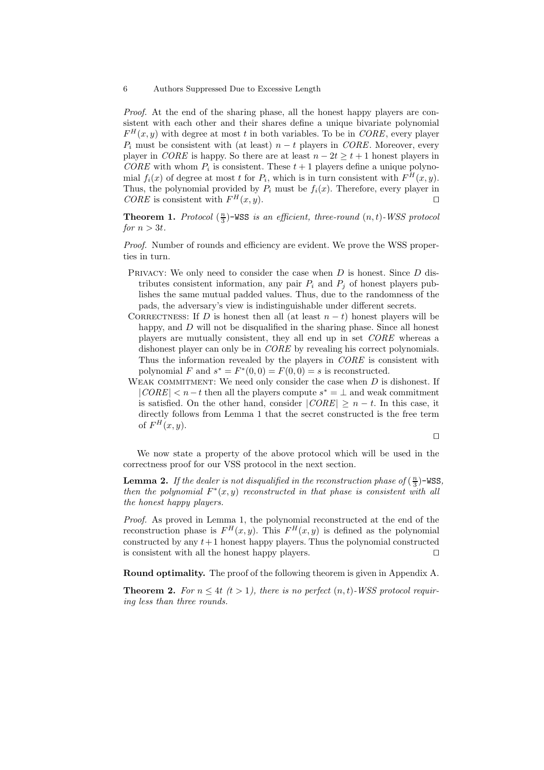*Proof.* At the end of the sharing phase, all the honest happy players are consistent with each other and their shares define a unique bivariate polynomial $F^H(x,y)$ with degree at most $t$ in both variables. To be in *CORE*, every player $P_i$ must be consistent with (at least) $n-t$ players in *CORE*. Moreover, every player in *CORE* is happy. So there are at least $n-2t \geq t+1$ honest players in *CORE* with whom $P_i$ is consistent. These $t+1$ players define a unique polynomial $f_i(x)$ of degree at most $t$ for $P_i$, which is in turn consistent with $F^H(x,y)$. Thus, the polynomial provided by $P_i$ must be $f_i(x)$. Therefore, every player in *CORE* is consistent with $F^H(x,y)$. □

**Theorem 1.** *Protocol* $(\frac{n}{3})$-`WSS` *is an efficient, three-round* $(n,t)$*-WSS protocol for* $n > 3t$.

*Proof.* Number of rounds and efficiency are evident. We prove the WSS properties in turn.

- Privacy: We only need to consider the case when $D$ is honest. Since $D$ distributes consistent information, any pair $P_i$ and $P_j$ of honest players publishes the same mutual padded values. Thus, due to the randomness of the pads, the adversary's view is indistinguishable under different secrets.
- Correctness: If $D$ is honest then all (at least $n-t$) honest players will be happy, and $D$ will not be disqualified in the sharing phase. Since all honest players are mutually consistent, they all end up in set *CORE* whereas a dishonest player can only be in *CORE* by revealing his correct polynomials. Thus the information revealed by the players in *CORE* is consistent with polynomial $F$ and $s^* = F^*(0,0) = F(0,0) = s$ is reconstructed.
- Weak commitment: We need only consider the case when $D$ is dishonest. If $|CORE| < n-t$ then all the players compute $s^* = \perp$ and weak commitment is satisfied. On the other hand, consider $|CORE| \geq n-t$. In this case, it directly follows from Lemma 1 that the secret constructed is the free term of $F^H(x,y)$.

□

We now state a property of the above protocol which will be used in the correctness proof for our VSS protocol in the next section.

**Lemma 2.** *If the dealer is not disqualified in the reconstruction phase of* $(\frac{n}{3})$-`WSS`*, then the polynomial* $F^*(x,y)$ *reconstructed in that phase is consistent with all the honest happy players.*

*Proof.* As proved in Lemma 1, the polynomial reconstructed at the end of the reconstruction phase is $F^H(x,y)$. This $F^H(x,y)$ is defined as the polynomial constructed by any $t+1$ honest happy players. Thus the polynomial constructed is consistent with all the honest happy players. □

**Round optimality.** The proof of the following theorem is given in Appendix A.

**Theorem 2.** *For* $n \leq 4t$ $(t > 1)$*, there is no perfect* $(n,t)$*-WSS protocol requiring less than three rounds.*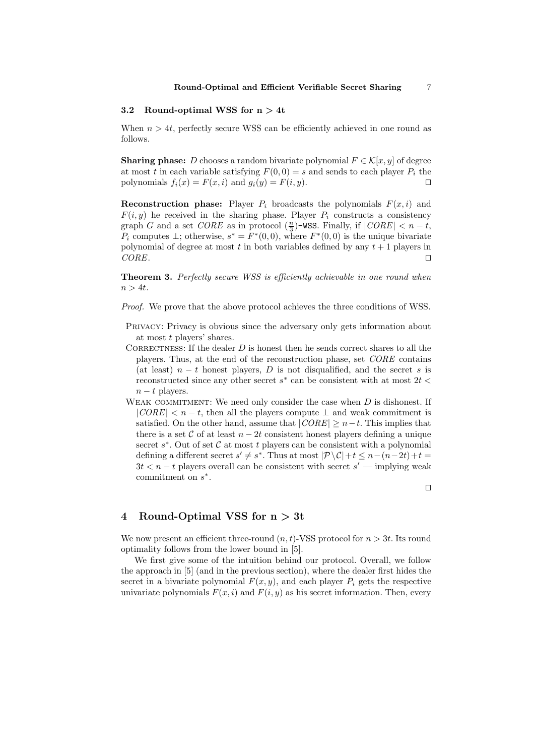### 3.2 Round-optimal WSS for n > 4t

When $n > 4t$, perfectly secure WSS can be efficiently achieved in one round as follows.

**Sharing phase:** $D$ chooses a random bivariate polynomial $F \in \mathcal{K}[x, y]$ of degree at most $t$ in each variable satisfying $F(0, 0) = s$ and sends to each player $P_i$ the polynomials $f_i(x) = F(x, i)$ and $g_i(y) = F(i, y)$. ☐

**Reconstruction phase:** Player $P_i$ broadcasts the polynomials $F(x, i)$ and $F(i, y)$ he received in the sharing phase. Player $P_i$ constructs a consistency graph $G$ and a set $CORE$ as in protocol $(\frac{n}{3})$-WSS. Finally, if $|CORE| < n - t$, $P_i$ computes $\perp$; otherwise, $s^* = F^*(0, 0)$, where $F^*(0, 0)$ is the unique bivariate polynomial of degree at most $t$ in both variables defined by any $t + 1$ players in $CORE$. ☐

**Theorem 3.** *Perfectly secure WSS is efficiently achievable in one round when $n > 4t$.*

*Proof.* We prove that the above protocol achieves the three conditions of WSS.

- Privacy: Privacy is obvious since the adversary only gets information about at most $t$ players' shares.
- Correctness: If the dealer $D$ is honest then he sends correct shares to all the players. Thus, at the end of the reconstruction phase, set $CORE$ contains (at least) $n - t$ honest players, $D$ is not disqualified, and the secret $s$ is reconstructed since any other secret $s^*$ can be consistent with at most $2t < n - t$ players.
- Weak commitment: We need only consider the case when $D$ is dishonest. If $|CORE| < n - t$, then all the players compute $\perp$ and weak commitment is satisfied. On the other hand, assume that $|CORE| \geq n - t$. This implies that there is a set $\mathcal{C}$ of at least $n - 2t$ consistent honest players defining a unique secret $s^*$. Out of set $\mathcal{C}$ at most $t$ players can be consistent with a polynomial defining a different secret $s' \neq s^*$. Thus at most $|\mathcal{P} \setminus \mathcal{C}| + t \leq n - (n - 2t) + t = 3t < n - t$ players overall can be consistent with secret $s'$ — implying weak commitment on $s^*$.

☐

## 4 Round-Optimal VSS for n > 3t

We now present an efficient three-round $(n, t)$-VSS protocol for $n > 3t$. Its round optimality follows from the lower bound in [5].

We first give some of the intuition behind our protocol. Overall, we follow the approach in [5] (and in the previous section), where the dealer first hides the secret in a bivariate polynomial $F(x, y)$, and each player $P_i$ gets the respective univariate polynomials $F(x, i)$ and $F(i, y)$ as his secret information. Then, every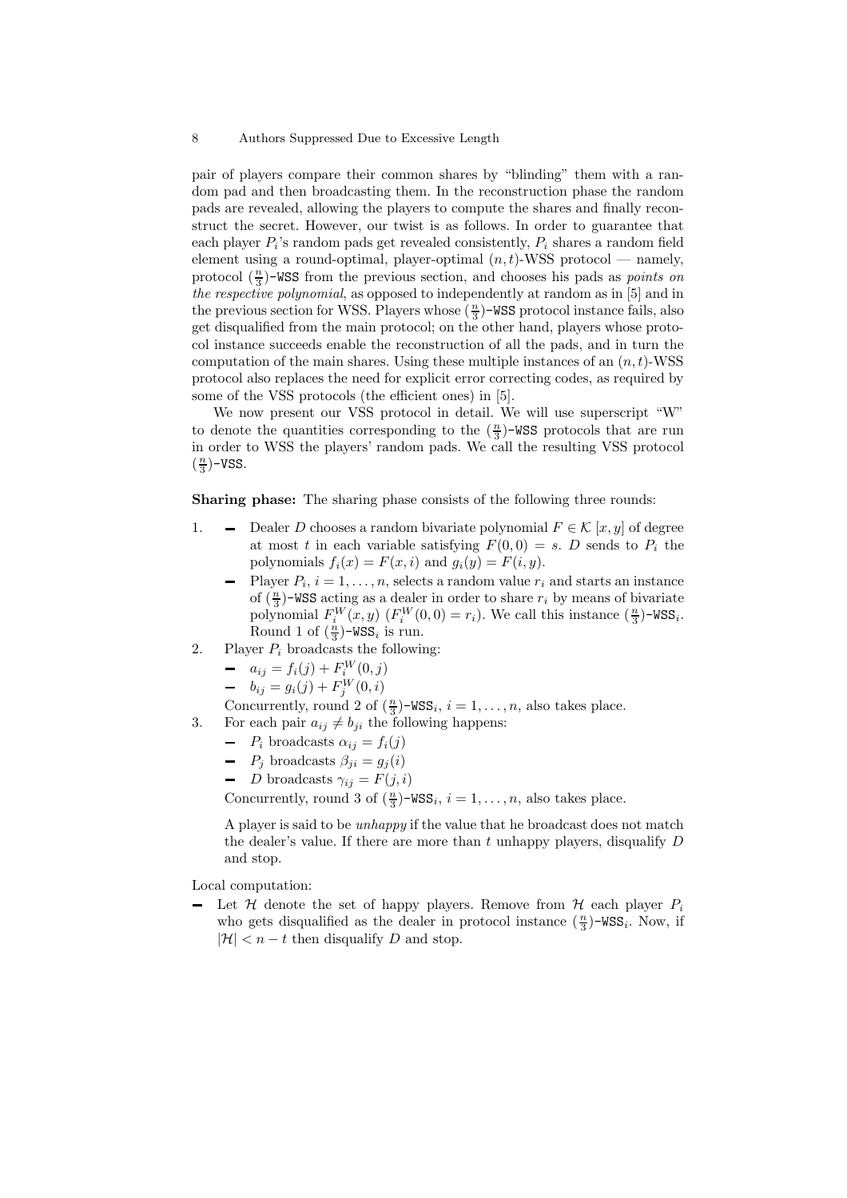pair of players compare their common shares by "blinding" them with a random pad and then broadcasting them. In the reconstruction phase the random pads are revealed, allowing the players to compute the shares and finally reconstruct the secret. However, our twist is as follows. In order to guarantee that each player $P_i$'s random pads get revealed consistently, $P_i$ shares a random field element using a round-optimal, player-optimal $(n,t)$-WSS protocol — namely, protocol $(\frac{n}{3})$-`WSS` from the previous section, and chooses his pads as *points on the respective polynomial*, as opposed to independently at random as in [5] and in the previous section for WSS. Players whose $(\frac{n}{3})$-`WSS` protocol instance fails, also get disqualified from the main protocol; on the other hand, players whose protocol instance succeeds enable the reconstruction of all the pads, and in turn the computation of the main shares. Using these multiple instances of an $(n,t)$-WSS protocol also replaces the need for explicit error correcting codes, as required by some of the VSS protocols (the efficient ones) in [5].

We now present our VSS protocol in detail. We will use superscript "W" to denote the quantities corresponding to the $(\frac{n}{3})$-`WSS` protocols that are run in order to WSS the players' random pads. We call the resulting VSS protocol $(\frac{n}{3})$-`VSS`.

**Sharing phase:** The sharing phase consists of the following three rounds:

1. 
   - Dealer $D$ chooses a random bivariate polynomial $F \in \mathcal{K}[x,y]$ of degree at most $t$ in each variable satisfying $F(0,0) = s$. $D$ sends to $P_i$ the polynomials $f_i(x) = F(x,i)$ and $g_i(y) = F(i,y)$.
   - Player $P_i$, $i = 1,\ldots,n$, selects a random value $r_i$ and starts an instance of $(\frac{n}{3})$-`WSS` acting as a dealer in order to share $r_i$ by means of bivariate polynomial $F_i^W(x,y)$ ($F_i^W(0,0) = r_i$). We call this instance $(\frac{n}{3})$-`WSS`$_i$. Round 1 of $(\frac{n}{3})$-`WSS`$_i$ is run.
2. Player $P_i$ broadcasts the following:
   - $a_{ij} = f_i(j) + F_i^W(0,j)$
   - $b_{ij} = g_i(j) + F_j^W(0,i)$

   Concurrently, round 2 of $(\frac{n}{3})$-`WSS`$_i$, $i = 1,\ldots,n$, also takes place.
3. For each pair $a_{ij} \neq b_{ji}$ the following happens:
   - $P_i$ broadcasts $\alpha_{ij} = f_i(j)$
   - $P_j$ broadcasts $\beta_{ji} = g_j(i)$
   - $D$ broadcasts $\gamma_{ij} = F(j,i)$

   Concurrently, round 3 of $(\frac{n}{3})$-`WSS`$_i$, $i = 1,\ldots,n$, also takes place.

   A player is said to be *unhappy* if the value that he broadcast does not match the dealer's value. If there are more than $t$ unhappy players, disqualify $D$ and stop.

Local computation:

- Let $\mathcal{H}$ denote the set of happy players. Remove from $\mathcal{H}$ each player $P_i$ who gets disqualified as the dealer in protocol instance $(\frac{n}{3})$-`WSS`$_i$. Now, if $|\mathcal{H}| < n - t$ then disqualify $D$ and stop.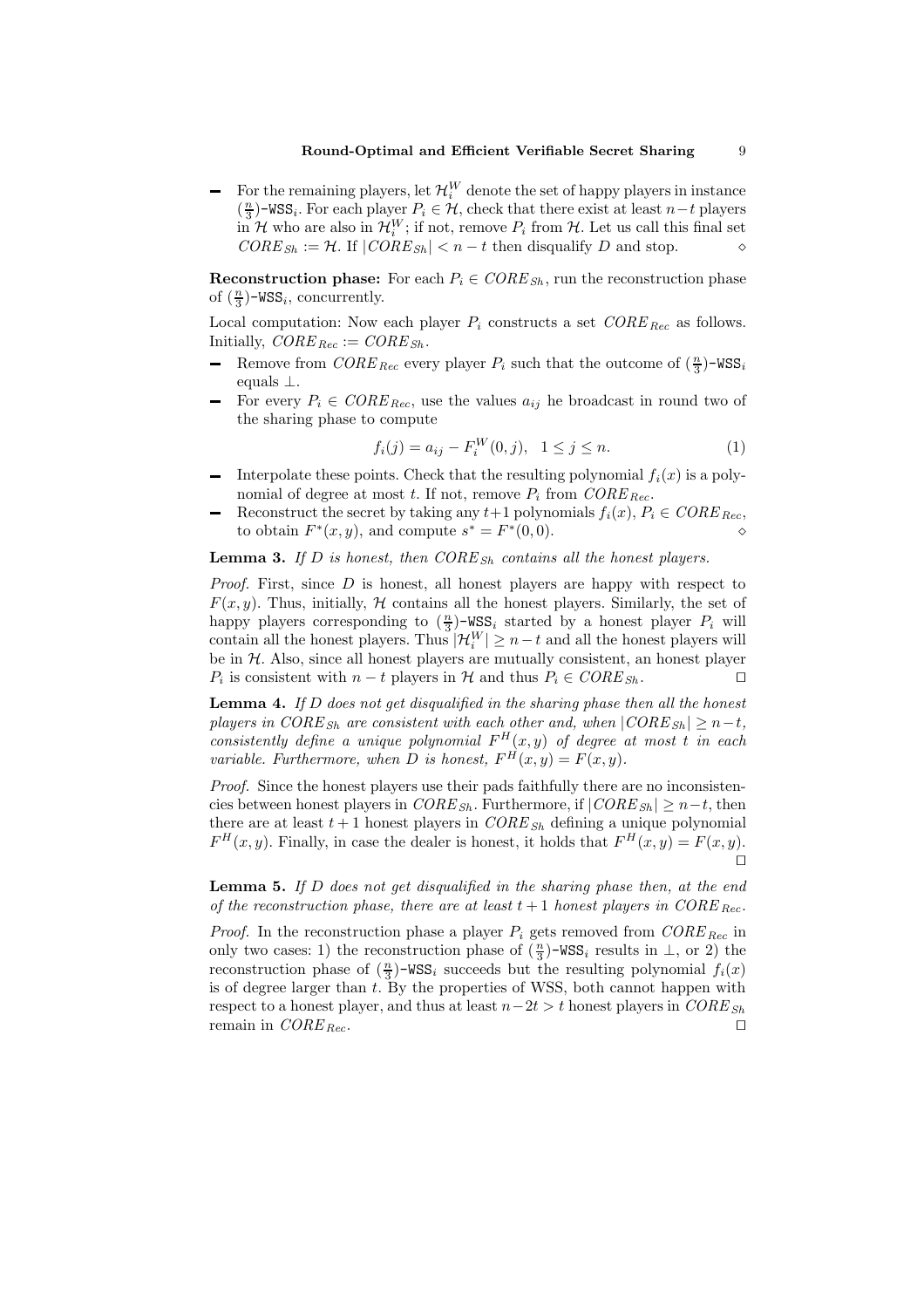- For the remaining players, let $\mathcal{H}_i^W$ denote the set of happy players in instance $(\frac{n}{3})$-$\texttt{WSS}_i$. For each player $P_i \in \mathcal{H}$, check that there exist at least $n-t$ players in $\mathcal{H}$ who are also in $\mathcal{H}_i^W$; if not, remove $P_i$ from $\mathcal{H}$. Let us call this final set $CORE_{Sh} := \mathcal{H}$. If $|CORE_{Sh}| < n-t$ then disqualify $D$ and stop. $\diamond$

**Reconstruction phase:** For each $P_i \in CORE_{Sh}$, run the reconstruction phase of $(\frac{n}{3})$-$\texttt{WSS}_i$, concurrently.

Local computation: Now each player $P_i$ constructs a set $CORE_{Rec}$ as follows. Initially, $CORE_{Rec} := CORE_{Sh}$.

- Remove from $CORE_{Rec}$ every player $P_i$ such that the outcome of $(\frac{n}{3})$-$\texttt{WSS}_i$ equals $\perp$.
- For every $P_i \in CORE_{Rec}$, use the values $a_{ij}$ he broadcast in round two of the sharing phase to compute

$$f_i(j) = a_{ij} - F_i^W(0, j), \quad 1 \leq j \leq n. \tag{1}$$

- Interpolate these points. Check that the resulting polynomial $f_i(x)$ is a polynomial of degree at most $t$. If not, remove $P_i$ from $CORE_{Rec}$.
- Reconstruct the secret by taking any $t+1$ polynomials $f_i(x)$, $P_i \in CORE_{Rec}$, to obtain $F^*(x, y)$, and compute $s^* = F^*(0, 0)$. $\diamond$

**Lemma 3.** *If $D$ is honest, then $CORE_{Sh}$ contains all the honest players.*

*Proof.* First, since $D$ is honest, all honest players are happy with respect to $F(x, y)$. Thus, initially, $\mathcal{H}$ contains all the honest players. Similarly, the set of happy players corresponding to $(\frac{n}{3})$-$\texttt{WSS}_i$ started by a honest player $P_i$ will contain all the honest players. Thus $|\mathcal{H}_i^W| \geq n-t$ and all the honest players will be in $\mathcal{H}$. Also, since all honest players are mutually consistent, an honest player $P_i$ is consistent with $n-t$ players in $\mathcal{H}$ and thus $P_i \in CORE_{Sh}$. $\square$

**Lemma 4.** *If $D$ does not get disqualified in the sharing phase then all the honest players in $CORE_{Sh}$ are consistent with each other and, when $|CORE_{Sh}| \geq n-t$, consistently define a unique polynomial $F^H(x, y)$ of degree at most $t$ in each variable. Furthermore, when $D$ is honest, $F^H(x, y) = F(x, y)$.*

*Proof.* Since the honest players use their pads faithfully there are no inconsistencies between honest players in $CORE_{Sh}$. Furthermore, if $|CORE_{Sh}| \geq n-t$, then there are at least $t+1$ honest players in $CORE_{Sh}$ defining a unique polynomial $F^H(x, y)$. Finally, in case the dealer is honest, it holds that $F^H(x, y) = F(x, y)$. $\square$

**Lemma 5.** *If $D$ does not get disqualified in the sharing phase then, at the end of the reconstruction phase, there are at least $t+1$ honest players in $CORE_{Rec}$.*

*Proof.* In the reconstruction phase a player $P_i$ gets removed from $CORE_{Rec}$ in only two cases: 1) the reconstruction phase of $(\frac{n}{3})$-$\texttt{WSS}_i$ results in $\perp$, or 2) the reconstruction phase of $(\frac{n}{3})$-$\texttt{WSS}_i$ succeeds but the resulting polynomial $f_i(x)$ is of degree larger than $t$. By the properties of WSS, both cannot happen with respect to a honest player, and thus at least $n-2t > t$ honest players in $CORE_{Sh}$ remain in $CORE_{Rec}$. $\square$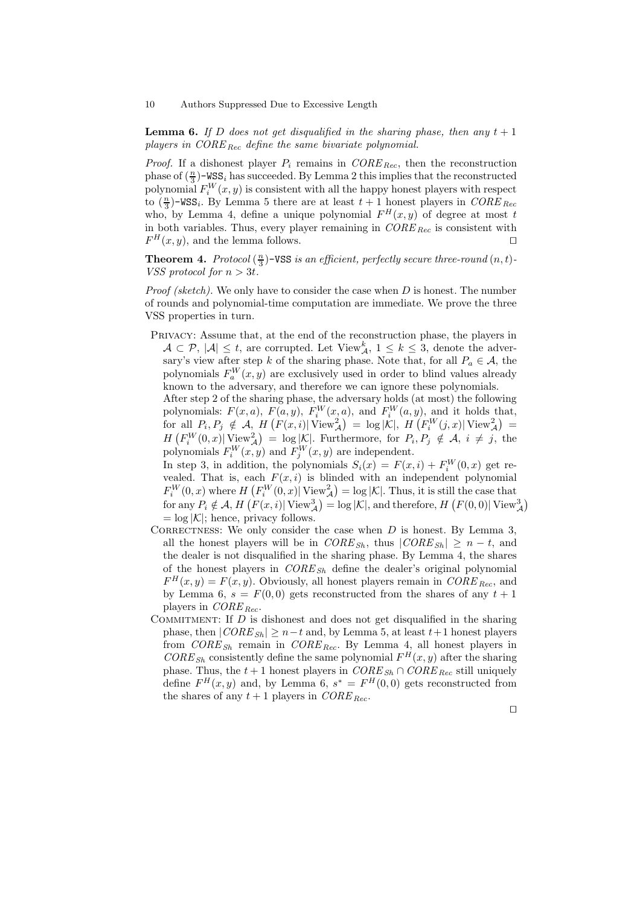**Lemma 6.** *If $D$ does not get disqualified in the sharing phase, then any $t+1$ players in $CORE_{Rec}$ define the same bivariate polynomial.*

*Proof.* If a dishonest player $P_i$ remains in $CORE_{Rec}$, then the reconstruction phase of $(\frac{n}{3})$-$\texttt{WSS}_i$ has succeeded. By Lemma 2 this implies that the reconstructed polynomial $F_i^W(x,y)$ is consistent with all the happy honest players with respect to $(\frac{n}{3})$-$\texttt{WSS}_i$. By Lemma 5 there are at least $t+1$ honest players in $CORE_{Rec}$ who, by Lemma 4, define a unique polynomial $F^H(x,y)$ of degree at most $t$ in both variables. Thus, every player remaining in $CORE_{Rec}$ is consistent with $F^H(x,y)$, and the lemma follows. □

**Theorem 4.** *Protocol $(\frac{n}{3})$-$\texttt{VSS}$ is an efficient, perfectly secure three-round $(n,t)$-VSS protocol for $n > 3t$.*

*Proof (sketch).* We only have to consider the case when $D$ is honest. The number of rounds and polynomial-time computation are immediate. We prove the three VSS properties in turn.

- Privacy: Assume that, at the end of the reconstruction phase, the players in $\mathcal{A} \subset \mathcal{P}$, $|\mathcal{A}| \le t$, are corrupted. Let $\text{View}^k_{\mathcal{A}}$, $1 \le k \le 3$, denote the adversary's view after step $k$ of the sharing phase. Note that, for all $P_a \in \mathcal{A}$, the polynomials $F_a^W(x,y)$ are exclusively used in order to blind values already known to the adversary, and therefore we can ignore these polynomials.
  After step 2 of the sharing phase, the adversary holds (at most) the following polynomials: $F(x,a)$, $F(a,y)$, $F_i^W(x,a)$, and $F_i^W(a,y)$, and it holds that, for all $P_i, P_j \notin \mathcal{A}$, $H\left(F(x,i) | \text{View}^2_{\mathcal{A}}\right) = \log|\mathcal{K}|$, $H\left(F_i^W(j,x) | \text{View}^2_{\mathcal{A}}\right) = H\left(F_i^W(0,x) | \text{View}^2_{\mathcal{A}}\right) = \log|\mathcal{K}|$. Furthermore, for $P_i, P_j \notin \mathcal{A}$, $i \neq j$, the polynomials $F_i^W(x,y)$ and $F_j^W(x,y)$ are independent.
  In step 3, in addition, the polynomials $S_i(x) = F(x,i) + F_i^W(0,x)$ get revealed. That is, each $F(x,i)$ is blinded with an independent polynomial $F_i^W(0,x)$ where $H\left(F_i^W(0,x) | \text{View}^2_{\mathcal{A}}\right) = \log|\mathcal{K}|$. Thus, it is still the case that for any $P_i \notin \mathcal{A}$, $H\left(F(x,i) | \text{View}^3_{\mathcal{A}}\right) = \log|\mathcal{K}|$, and therefore, $H\left(F(0,0) | \text{View}^3_{\mathcal{A}}\right) = \log|\mathcal{K}|$; hence, privacy follows.
- Correctness: We only consider the case when $D$ is honest. By Lemma 3, all the honest players will be in $CORE_{Sh}$, thus $|CORE_{Sh}| \ge n-t$, and the dealer is not disqualified in the sharing phase. By Lemma 4, the shares of the honest players in $CORE_{Sh}$ define the dealer's original polynomial $F^H(x,y) = F(x,y)$. Obviously, all honest players remain in $CORE_{Rec}$, and by Lemma 6, $s = F(0,0)$ gets reconstructed from the shares of any $t+1$ players in $CORE_{Rec}$.
- Commitment: If $D$ is dishonest and does not get disqualified in the sharing phase, then $|CORE_{Sh}| \ge n-t$ and, by Lemma 5, at least $t+1$ honest players from $CORE_{Sh}$ remain in $CORE_{Rec}$. By Lemma 4, all honest players in $CORE_{Sh}$ consistently define the same polynomial $F^H(x,y)$ after the sharing phase. Thus, the $t+1$ honest players in $CORE_{Sh} \cap CORE_{Rec}$ still uniquely define $F^H(x,y)$ and, by Lemma 6, $s^* = F^H(0,0)$ gets reconstructed from the shares of any $t+1$ players in $CORE_{Rec}$.

□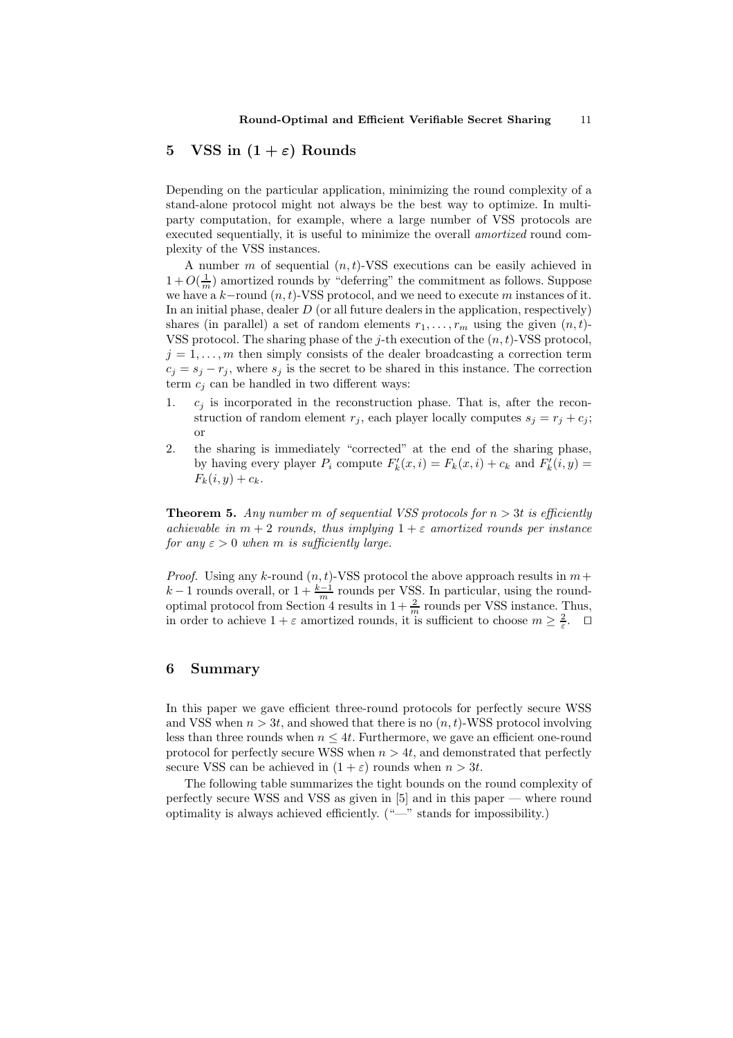## 5 VSS in $(1+\varepsilon)$ Rounds

Depending on the particular application, minimizing the round complexity of a stand-alone protocol might not always be the best way to optimize. In multi-party computation, for example, where a large number of VSS protocols are executed sequentially, it is useful to minimize the overall *amortized* round complexity of the VSS instances.

A number $m$ of sequential $(n,t)$-VSS executions can be easily achieved in $1+O(\frac{1}{m})$ amortized rounds by "deferring" the commitment as follows. Suppose we have a $k$−round $(n,t)$-VSS protocol, and we need to execute $m$ instances of it. In an initial phase, dealer $D$ (or all future dealers in the application, respectively) shares (in parallel) a set of random elements $r_1,\ldots,r_m$ using the given $(n,t)$-VSS protocol. The sharing phase of the $j$-th execution of the $(n,t)$-VSS protocol, $j=1,\ldots,m$ then simply consists of the dealer broadcasting a correction term $c_j = s_j - r_j$, where $s_j$ is the secret to be shared in this instance. The correction term $c_j$ can be handled in two different ways:

1. $c_j$ is incorporated in the reconstruction phase. That is, after the reconstruction of random element $r_j$, each player locally computes $s_j = r_j + c_j$; or
2. the sharing is immediately "corrected" at the end of the sharing phase, by having every player $P_i$ compute $F'_k(x,i) = F_k(x,i) + c_k$ and $F'_k(i,y) = F_k(i,y) + c_k$.

**Theorem 5.** *Any number $m$ of sequential VSS protocols for $n > 3t$ is efficiently achievable in $m+2$ rounds, thus implying $1+\varepsilon$ amortized rounds per instance for any $\varepsilon > 0$ when $m$ is sufficiently large.*

*Proof.* Using any $k$-round $(n,t)$-VSS protocol the above approach results in $m+k-1$ rounds overall, or $1+\frac{k-1}{m}$ rounds per VSS. In particular, using the round-optimal protocol from Section 4 results in $1+\frac{2}{m}$ rounds per VSS instance. Thus, in order to achieve $1+\varepsilon$ amortized rounds, it is sufficient to choose $m \geq \frac{2}{\varepsilon}$. □

## 6 Summary

In this paper we gave efficient three-round protocols for perfectly secure WSS and VSS when $n > 3t$, and showed that there is no $(n,t)$-WSS protocol involving less than three rounds when $n \leq 4t$. Furthermore, we gave an efficient one-round protocol for perfectly secure WSS when $n > 4t$, and demonstrated that perfectly secure VSS can be achieved in $(1+\varepsilon)$ rounds when $n > 3t$.

The following table summarizes the tight bounds on the round complexity of perfectly secure WSS and VSS as given in [5] and in this paper — where round optimality is always achieved efficiently. ("—" stands for impossibility.)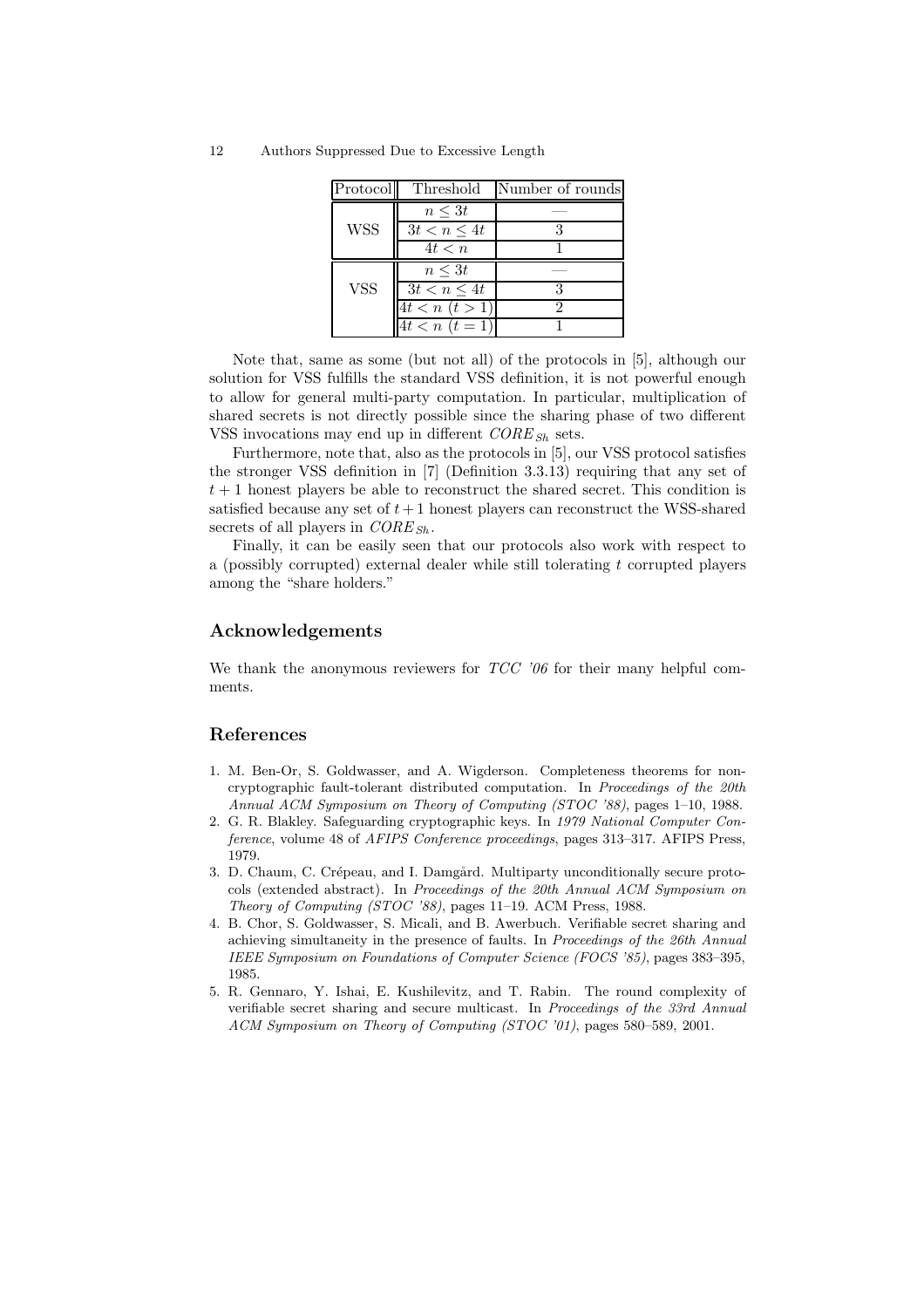| Protocol | Threshold | Number of rounds |
|---|---|---|
| WSS | $n \leq 3t$ | — |
| | $3t < n \leq 4t$ | 3 |
| | $4t < n$ | 1 |
| VSS | $n \leq 3t$ | — |
| | $3t < n \leq 4t$ | 3 |
| | $4t < n$ $(t > 1)$ | 2 |
| | $4t < n$ $(t = 1)$ | 1 |

Note that, same as some (but not all) of the protocols in [5], although our solution for VSS fulfills the standard VSS definition, it is not powerful enough to allow for general multi-party computation. In particular, multiplication of shared secrets is not directly possible since the sharing phase of two different VSS invocations may end up in different $CORE_{Sh}$ sets.

Furthermore, note that, also as the protocols in [5], our VSS protocol satisfies the stronger VSS definition in [7] (Definition 3.3.13) requiring that any set of $t+1$ honest players be able to reconstruct the shared secret. This condition is satisfied because any set of $t+1$ honest players can reconstruct the WSS-shared secrets of all players in $CORE_{Sh}$.

Finally, it can be easily seen that our protocols also work with respect to a (possibly corrupted) external dealer while still tolerating $t$ corrupted players among the "share holders."

## Acknowledgements

We thank the anonymous reviewers for *TCC '06* for their many helpful comments.

## References

1. M. Ben-Or, S. Goldwasser, and A. Wigderson. Completeness theorems for non-cryptographic fault-tolerant distributed computation. In *Proceedings of the 20th Annual ACM Symposium on Theory of Computing (STOC '88)*, pages 1–10, 1988.
2. G. R. Blakley. Safeguarding cryptographic keys. In *1979 National Computer Conference*, volume 48 of *AFIPS Conference proceedings*, pages 313–317. AFIPS Press, 1979.
3. D. Chaum, C. Crépeau, and I. Damgård. Multiparty unconditionally secure protocols (extended abstract). In *Proceedings of the 20th Annual ACM Symposium on Theory of Computing (STOC '88)*, pages 11–19. ACM Press, 1988.
4. B. Chor, S. Goldwasser, S. Micali, and B. Awerbuch. Verifiable secret sharing and achieving simultaneity in the presence of faults. In *Proceedings of the 26th Annual IEEE Symposium on Foundations of Computer Science (FOCS '85)*, pages 383–395, 1985.
5. R. Gennaro, Y. Ishai, E. Kushilevitz, and T. Rabin. The round complexity of verifiable secret sharing and secure multicast. In *Proceedings of the 33rd Annual ACM Symposium on Theory of Computing (STOC '01)*, pages 580–589, 2001.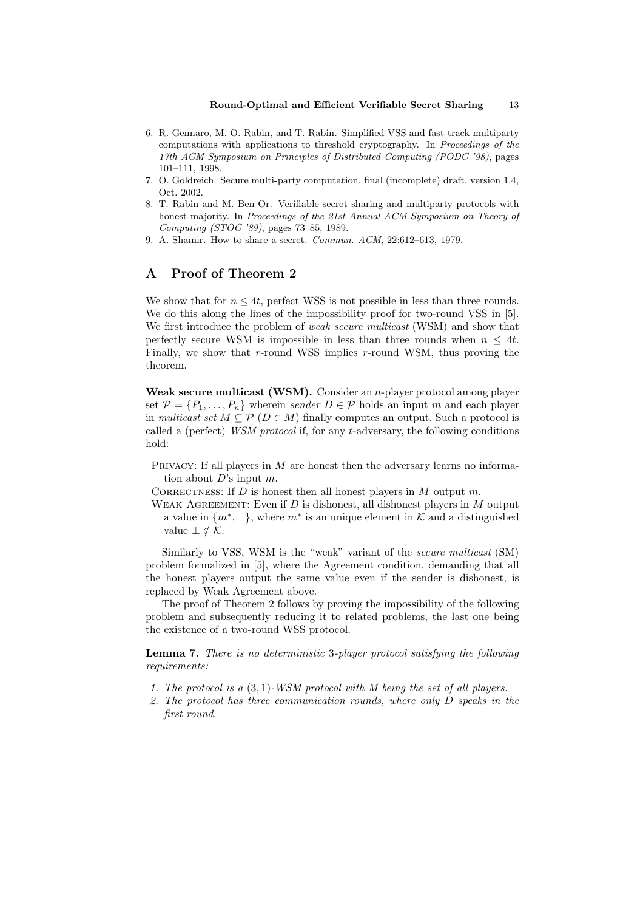6. R. Gennaro, M. O. Rabin, and T. Rabin. Simplified VSS and fast-track multiparty computations with applications to threshold cryptography. In *Proceedings of the 17th ACM Symposium on Principles of Distributed Computing (PODC '98)*, pages 101–111, 1998.
7. O. Goldreich. Secure multi-party computation, final (incomplete) draft, version 1.4, Oct. 2002.
8. T. Rabin and M. Ben-Or. Verifiable secret sharing and multiparty protocols with honest majority. In *Proceedings of the 21st Annual ACM Symposium on Theory of Computing (STOC '89)*, pages 73–85, 1989.
9. A. Shamir. How to share a secret. *Commun. ACM*, 22:612–613, 1979.

## A Proof of Theorem 2

We show that for $n \leq 4t$, perfect WSS is not possible in less than three rounds. We do this along the lines of the impossibility proof for two-round VSS in [5]. We first introduce the problem of *weak secure multicast* (WSM) and show that perfectly secure WSM is impossible in less than three rounds when $n \leq 4t$. Finally, we show that $r$-round WSS implies $r$-round WSM, thus proving the theorem.

**Weak secure multicast (WSM).** Consider an $n$-player protocol among player set $\mathcal{P} = \{P_1, \ldots, P_n\}$ wherein *sender* $D \in \mathcal{P}$ holds an input $m$ and each player in *multicast set* $M \subseteq \mathcal{P}$ ($D \in M$) finally computes an output. Such a protocol is called a (perfect) *WSM protocol* if, for any $t$-adversary, the following conditions hold:

- Privacy: If all players in $M$ are honest then the adversary learns no information about $D$'s input $m$.
- Correctness: If $D$ is honest then all honest players in $M$ output $m$.
- Weak Agreement: Even if $D$ is dishonest, all dishonest players in $M$ output a value in $\{m^*, \perp\}$, where $m^*$ is an unique element in $\mathcal{K}$ and a distinguished value $\perp \notin \mathcal{K}$.

Similarly to VSS, WSM is the "weak" variant of the *secure multicast* (SM) problem formalized in [5], where the Agreement condition, demanding that all the honest players output the same value even if the sender is dishonest, is replaced by Weak Agreement above.

The proof of Theorem 2 follows by proving the impossibility of the following problem and subsequently reducing it to related problems, the last one being the existence of a two-round WSS protocol.

**Lemma 7.** *There is no deterministic 3-player protocol satisfying the following requirements:*

1. *The protocol is a $(3, 1)$-WSM protocol with $M$ being the set of all players.*
2. *The protocol has three communication rounds, where only $D$ speaks in the first round.*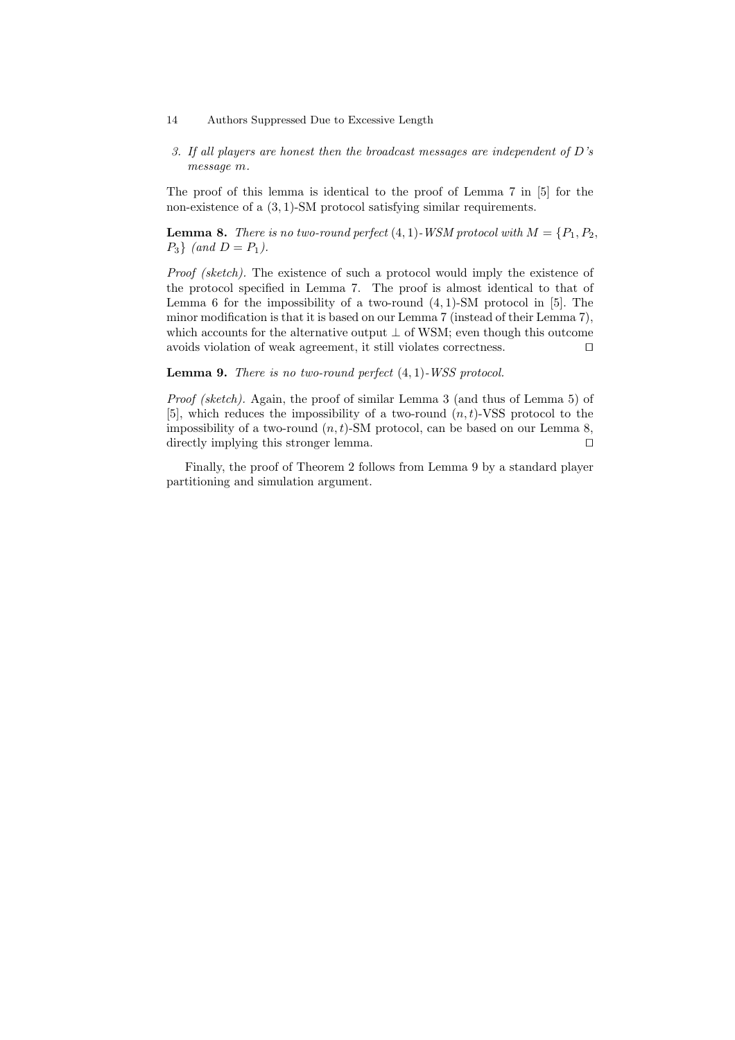3. *If all players are honest then the broadcast messages are independent of $D$'s message $m$.*

The proof of this lemma is identical to the proof of Lemma 7 in [5] for the non-existence of a $(3,1)$-SM protocol satisfying similar requirements.

**Lemma 8.** *There is no two-round perfect $(4,1)$-WSM protocol with $M = \{P_1, P_2, P_3\}$ (and $D = P_1$).*

*Proof (sketch).* The existence of such a protocol would imply the existence of the protocol specified in Lemma 7. The proof is almost identical to that of Lemma 6 for the impossibility of a two-round $(4,1)$-SM protocol in [5]. The minor modification is that it is based on our Lemma 7 (instead of their Lemma 7), which accounts for the alternative output $\perp$ of WSM; even though this outcome avoids violation of weak agreement, it still violates correctness. ◻

**Lemma 9.** *There is no two-round perfect $(4,1)$-WSS protocol.*

*Proof (sketch).* Again, the proof of similar Lemma 3 (and thus of Lemma 5) of [5], which reduces the impossibility of a two-round $(n,t)$-VSS protocol to the impossibility of a two-round $(n,t)$-SM protocol, can be based on our Lemma 8, directly implying this stronger lemma. ◻

Finally, the proof of Theorem 2 follows from Lemma 9 by a standard player partitioning and simulation argument.